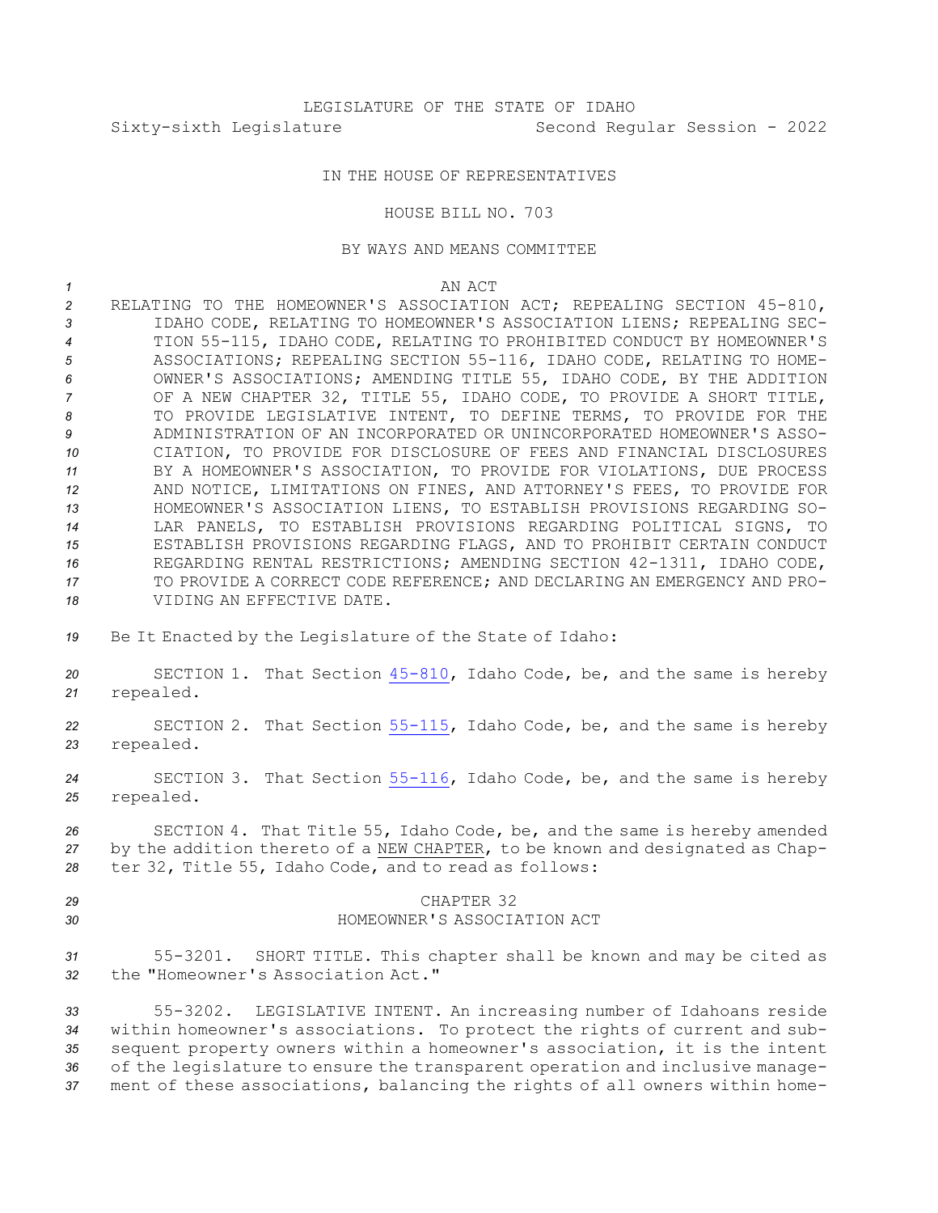LEGISLATURE OF THE STATE OF IDAHO

Sixty-sixth Legislature Second Regular Session - 2022

IN THE HOUSE OF REPRESENTATIVES

HOUSE BILL NO. 703

BY WAYS AND MEANS COMMITTEE

AN ACT

RELATING TO THE HOMEOWNER'S ASSOCIATION ACT; REPEALING SECTION 45-810, IDAHO CODE, RELATING TO HOMEOWNER'S ASSOCIATION LIENS; REPEALING SECTION 55-115, IDAHO CODE, RELATING TO PROHIBITED CONDUCT BY HOMEOWNER'S ASSOCIATIONS; REPEALING SECTION 55-116, IDAHO CODE, RELATING TO HOMEOWNER'S ASSOCIATIONS; AMENDING TITLE 55, IDAHO CODE, BY THE ADDITION OF A NEW CHAPTER 32, TITLE 55, IDAHO CODE, TO PROVIDE A SHORT TITLE, TO PROVIDE LEGISLATIVE INTENT, TO DEFINE TERMS, TO PROVIDE FOR THE ADMINISTRATION OF AN INCORPORATED OR UNINCORPORATED HOMEOWNER'S ASSOCIATION, TO PROVIDE FOR DISCLOSURE OF FEES AND FINANCIAL DISCLOSURES BY A HOMEOWNER'S ASSOCIATION, TO PROVIDE FOR VIOLATIONS, DUE PROCESS AND NOTICE, LIMITATIONS ON FINES, AND ATTORNEY'S FEES, TO PROVIDE FOR HOMEOWNER'S ASSOCIATION LIENS, TO ESTABLISH PROVISIONS REGARDING SOLAR PANELS, TO ESTABLISH PROVISIONS REGARDING POLITICAL SIGNS, TO ESTABLISH PROVISIONS REGARDING FLAGS, AND TO PROHIBIT CERTAIN CONDUCT REGARDING RENTAL RESTRICTIONS; AMENDING SECTION 42-1311, IDAHO CODE, TO PROVIDE A CORRECT CODE REFERENCE; AND DECLARING AN EMERGENCY AND PROVIDING AN EFFECTIVE DATE.

Be It Enacted by the Legislature of the State of Idaho:

SECTION 1. That Section 45-810, Idaho Code, be, and the same is hereby repealed.

SECTION 2. That Section 55-115, Idaho Code, be, and the same is hereby repealed.

SECTION 3. That Section 55-116, Idaho Code, be, and the same is hereby repealed.

SECTION 4. That Title 55, Idaho Code, be, and the same is hereby amended by the addition thereto of a NEW CHAPTER, to be known and designated as Chapter 32, Title 55, Idaho Code, and to read as follows:

CHAPTER 32

HOMEOWNER'S ASSOCIATION ACT

55-3201. SHORT TITLE. This chapter shall be known and may be cited as the "Homeowner's Association Act."

55-3202. LEGISLATIVE INTENT. An increasing number of Idahoans reside within homeowner's associations. To protect the rights of current and subsequent property owners within a homeowner's association, it is the intent of the legislature to ensure the transparent operation and inclusive management of these associations, balancing the rights of all owners within home-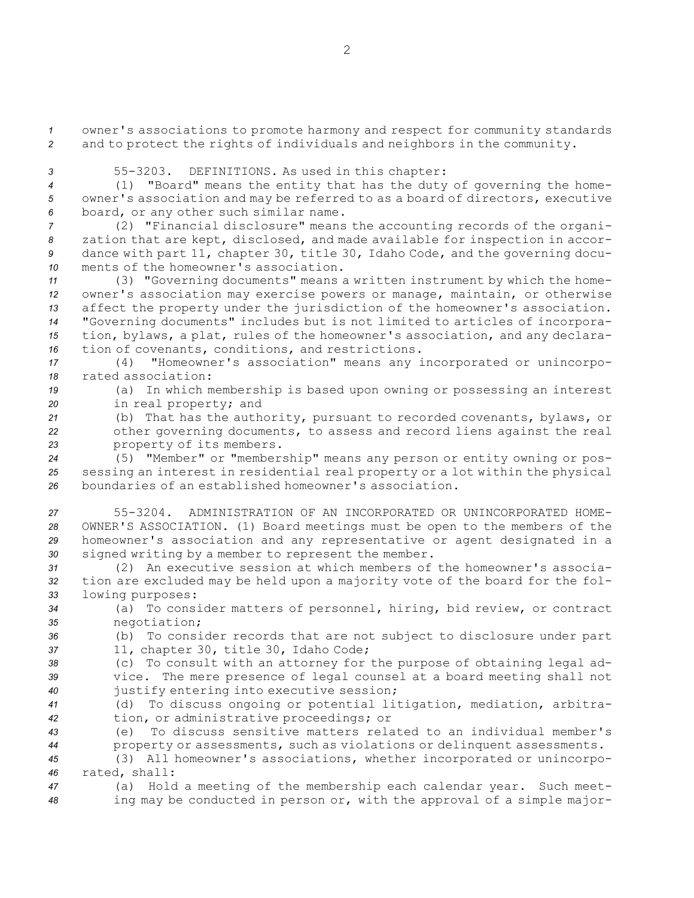owner's associations to promote harmony and respect for community standards and to protect the rights of individuals and neighbors in the community.

55-3203. DEFINITIONS. As used in this chapter:

(1) "Board" means the entity that has the duty of governing the homeowner's association and may be referred to as a board of directors, executive board, or any other such similar name.

(2) "Financial disclosure" means the accounting records of the organization that are kept, disclosed, and made available for inspection in accordance with part 11, chapter 30, title 30, Idaho Code, and the governing documents of the homeowner's association.

(3) "Governing documents" means a written instrument by which the homeowner's association may exercise powers or manage, maintain, or otherwise affect the property under the jurisdiction of the homeowner's association. "Governing documents" includes but is not limited to articles of incorporation, bylaws, a plat, rules of the homeowner's association, and any declaration of covenants, conditions, and restrictions.

(4) "Homeowner's association" means any incorporated or unincorporated association:

(a) In which membership is based upon owning or possessing an interest in real property; and

(b) That has the authority, pursuant to recorded covenants, bylaws, or other governing documents, to assess and record liens against the real property of its members.

(5) "Member" or "membership" means any person or entity owning or possessing an interest in residential real property or a lot within the physical boundaries of an established homeowner's association.

55-3204. ADMINISTRATION OF AN INCORPORATED OR UNINCORPORATED HOMEOWNER'S ASSOCIATION. (1) Board meetings must be open to the members of the homeowner's association and any representative or agent designated in a signed writing by a member to represent the member.

(2) An executive session at which members of the homeowner's association are excluded may be held upon a majority vote of the board for the following purposes:

(a) To consider matters of personnel, hiring, bid review, or contract negotiation;

(b) To consider records that are not subject to disclosure under part 11, chapter 30, title 30, Idaho Code;

(c) To consult with an attorney for the purpose of obtaining legal advice. The mere presence of legal counsel at a board meeting shall not justify entering into executive session;

(d) To discuss ongoing or potential litigation, mediation, arbitration, or administrative proceedings; or

(e) To discuss sensitive matters related to an individual member's property or assessments, such as violations or delinquent assessments.

(3) All homeowner's associations, whether incorporated or unincorporated, shall:

(a) Hold a meeting of the membership each calendar year. Such meeting may be conducted in person or, with the approval of a simple major-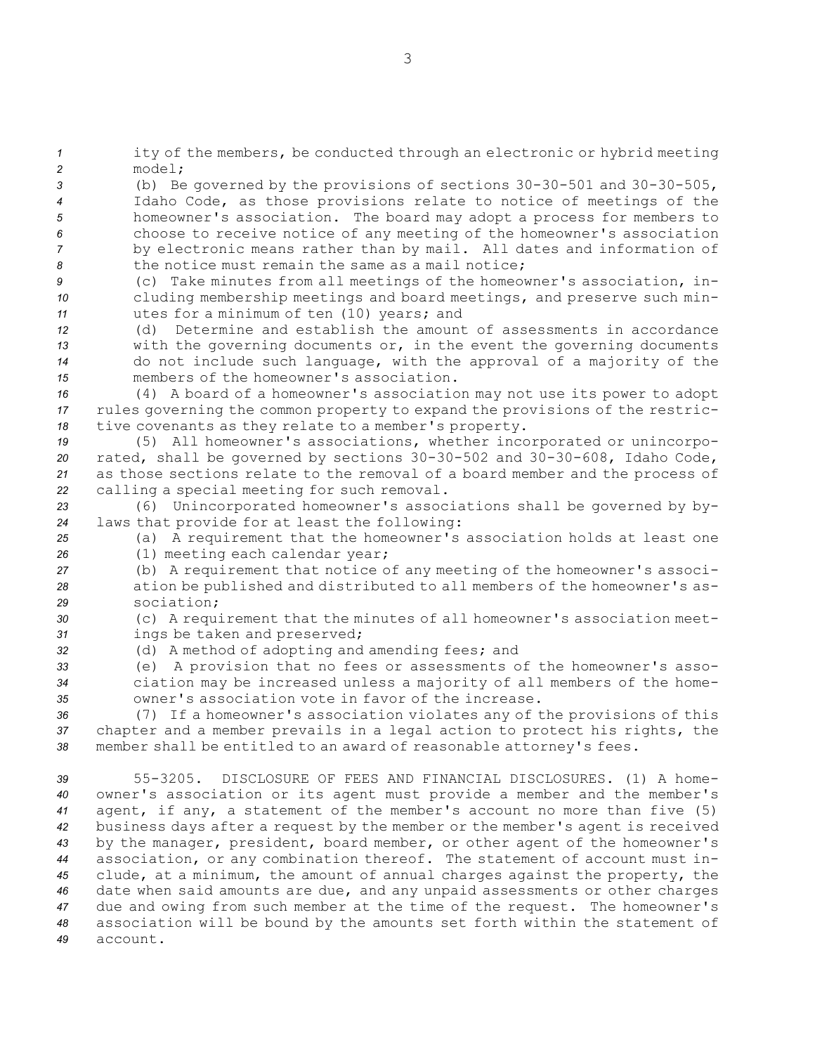ity of the members, be conducted through an electronic or hybrid meeting model;

(b) Be governed by the provisions of sections 30-30-501 and 30-30-505, Idaho Code, as those provisions relate to notice of meetings of the homeowner's association. The board may adopt a process for members to choose to receive notice of any meeting of the homeowner's association by electronic means rather than by mail. All dates and information of the notice must remain the same as a mail notice;

(c) Take minutes from all meetings of the homeowner's association, including membership meetings and board meetings, and preserve such minutes for a minimum of ten (10) years; and

(d) Determine and establish the amount of assessments in accordance with the governing documents or, in the event the governing documents do not include such language, with the approval of a majority of the members of the homeowner's association.

(4) A board of a homeowner's association may not use its power to adopt rules governing the common property to expand the provisions of the restrictive covenants as they relate to a member's property.

(5) All homeowner's associations, whether incorporated or unincorporated, shall be governed by sections 30-30-502 and 30-30-608, Idaho Code, as those sections relate to the removal of a board member and the process of calling a special meeting for such removal.

(6) Unincorporated homeowner's associations shall be governed by bylaws that provide for at least the following:

(a) A requirement that the homeowner's association holds at least one (1) meeting each calendar year;

(b) A requirement that notice of any meeting of the homeowner's association be published and distributed to all members of the homeowner's association;

(c) A requirement that the minutes of all homeowner's association meetings be taken and preserved;

(d) A method of adopting and amending fees; and

(e) A provision that no fees or assessments of the homeowner's association may be increased unless a majority of all members of the homeowner's association vote in favor of the increase.

(7) If a homeowner's association violates any of the provisions of this chapter and a member prevails in a legal action to protect his rights, the member shall be entitled to an award of reasonable attorney's fees.

55-3205. DISCLOSURE OF FEES AND FINANCIAL DISCLOSURES. (1) A homeowner's association or its agent must provide a member and the member's agent, if any, a statement of the member's account no more than five (5) business days after a request by the member or the member's agent is received by the manager, president, board member, or other agent of the homeowner's association, or any combination thereof. The statement of account must include, at a minimum, the amount of annual charges against the property, the date when said amounts are due, and any unpaid assessments or other charges due and owing from such member at the time of the request. The homeowner's association will be bound by the amounts set forth within the statement of account.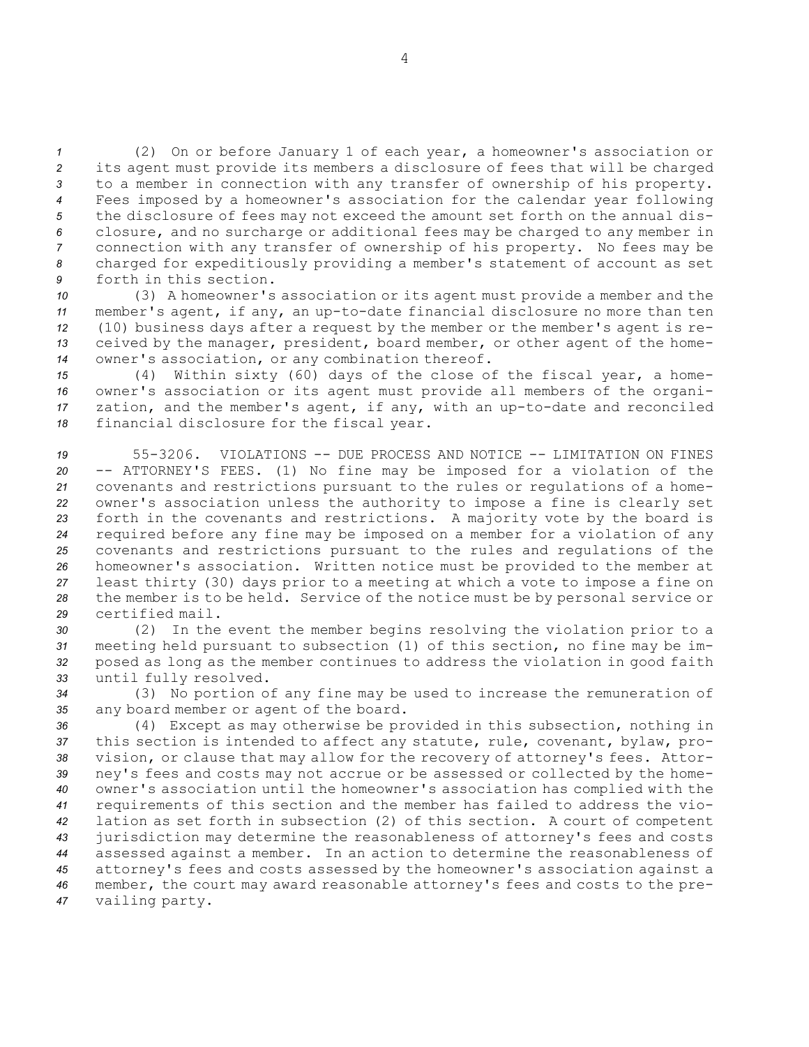(2) On or before January 1 of each year, a homeowner's association or its agent must provide its members a disclosure of fees that will be charged to a member in connection with any transfer of ownership of his property. Fees imposed by a homeowner's association for the calendar year following the disclosure of fees may not exceed the amount set forth on the annual disclosure, and no surcharge or additional fees may be charged to any member in connection with any transfer of ownership of his property. No fees may be charged for expeditiously providing a member's statement of account as set forth in this section.

(3) A homeowner's association or its agent must provide a member and the member's agent, if any, an up-to-date financial disclosure no more than ten (10) business days after a request by the member or the member's agent is received by the manager, president, board member, or other agent of the homeowner's association, or any combination thereof.

(4) Within sixty (60) days of the close of the fiscal year, a homeowner's association or its agent must provide all members of the organization, and the member's agent, if any, with an up-to-date and reconciled financial disclosure for the fiscal year.

55-3206. VIOLATIONS -- DUE PROCESS AND NOTICE -- LIMITATION ON FINES -- ATTORNEY'S FEES. (1) No fine may be imposed for a violation of the covenants and restrictions pursuant to the rules or regulations of a homeowner's association unless the authority to impose a fine is clearly set forth in the covenants and restrictions. A majority vote by the board is required before any fine may be imposed on a member for a violation of any covenants and restrictions pursuant to the rules and regulations of the homeowner's association. Written notice must be provided to the member at least thirty (30) days prior to a meeting at which a vote to impose a fine on the member is to be held. Service of the notice must be by personal service or certified mail.

(2) In the event the member begins resolving the violation prior to a meeting held pursuant to subsection (1) of this section, no fine may be imposed as long as the member continues to address the violation in good faith until fully resolved.

(3) No portion of any fine may be used to increase the remuneration of any board member or agent of the board.

(4) Except as may otherwise be provided in this subsection, nothing in this section is intended to affect any statute, rule, covenant, bylaw, provision, or clause that may allow for the recovery of attorney's fees. Attorney's fees and costs may not accrue or be assessed or collected by the homeowner's association until the homeowner's association has complied with the requirements of this section and the member has failed to address the violation as set forth in subsection (2) of this section. A court of competent jurisdiction may determine the reasonableness of attorney's fees and costs assessed against a member. In an action to determine the reasonableness of attorney's fees and costs assessed by the homeowner's association against a member, the court may award reasonable attorney's fees and costs to the prevailing party.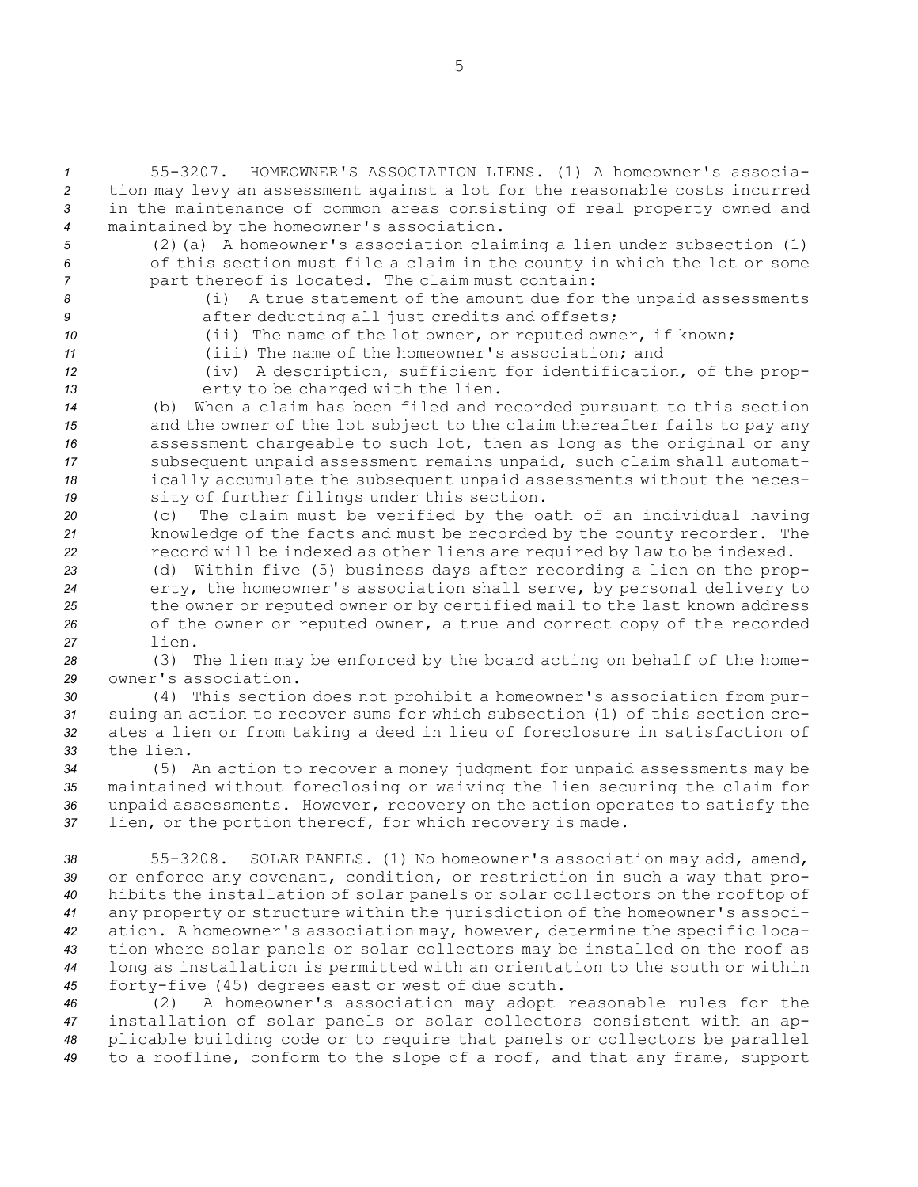55-3207. HOMEOWNER'S ASSOCIATION LIENS. (1) A homeowner's association may levy an assessment against a lot for the reasonable costs incurred in the maintenance of common areas consisting of real property owned and maintained by the homeowner's association.

(2)(a) A homeowner's association claiming a lien under subsection (1) of this section must file a claim in the county in which the lot or some part thereof is located. The claim must contain:

(i) A true statement of the amount due for the unpaid assessments after deducting all just credits and offsets;

(ii) The name of the lot owner, or reputed owner, if known;

(iii) The name of the homeowner's association; and

(iv) A description, sufficient for identification, of the property to be charged with the lien.

(b) When a claim has been filed and recorded pursuant to this section and the owner of the lot subject to the claim thereafter fails to pay any assessment chargeable to such lot, then as long as the original or any subsequent unpaid assessment remains unpaid, such claim shall automatically accumulate the subsequent unpaid assessments without the necessity of further filings under this section.

(c) The claim must be verified by the oath of an individual having knowledge of the facts and must be recorded by the county recorder. The record will be indexed as other liens are required by law to be indexed.

(d) Within five (5) business days after recording a lien on the property, the homeowner's association shall serve, by personal delivery to the owner or reputed owner or by certified mail to the last known address of the owner or reputed owner, a true and correct copy of the recorded lien.

(3) The lien may be enforced by the board acting on behalf of the homeowner's association.

(4) This section does not prohibit a homeowner's association from pursuing an action to recover sums for which subsection (1) of this section creates a lien or from taking a deed in lieu of foreclosure in satisfaction of the lien.

(5) An action to recover a money judgment for unpaid assessments may be maintained without foreclosing or waiving the lien securing the claim for unpaid assessments. However, recovery on the action operates to satisfy the lien, or the portion thereof, for which recovery is made.

55-3208. SOLAR PANELS. (1) No homeowner's association may add, amend, or enforce any covenant, condition, or restriction in such a way that prohibits the installation of solar panels or solar collectors on the rooftop of any property or structure within the jurisdiction of the homeowner's association. A homeowner's association may, however, determine the specific location where solar panels or solar collectors may be installed on the roof as long as installation is permitted with an orientation to the south or within forty-five (45) degrees east or west of due south.

(2) A homeowner's association may adopt reasonable rules for the installation of solar panels or solar collectors consistent with an applicable building code or to require that panels or collectors be parallel to a roofline, conform to the slope of a roof, and that any frame, support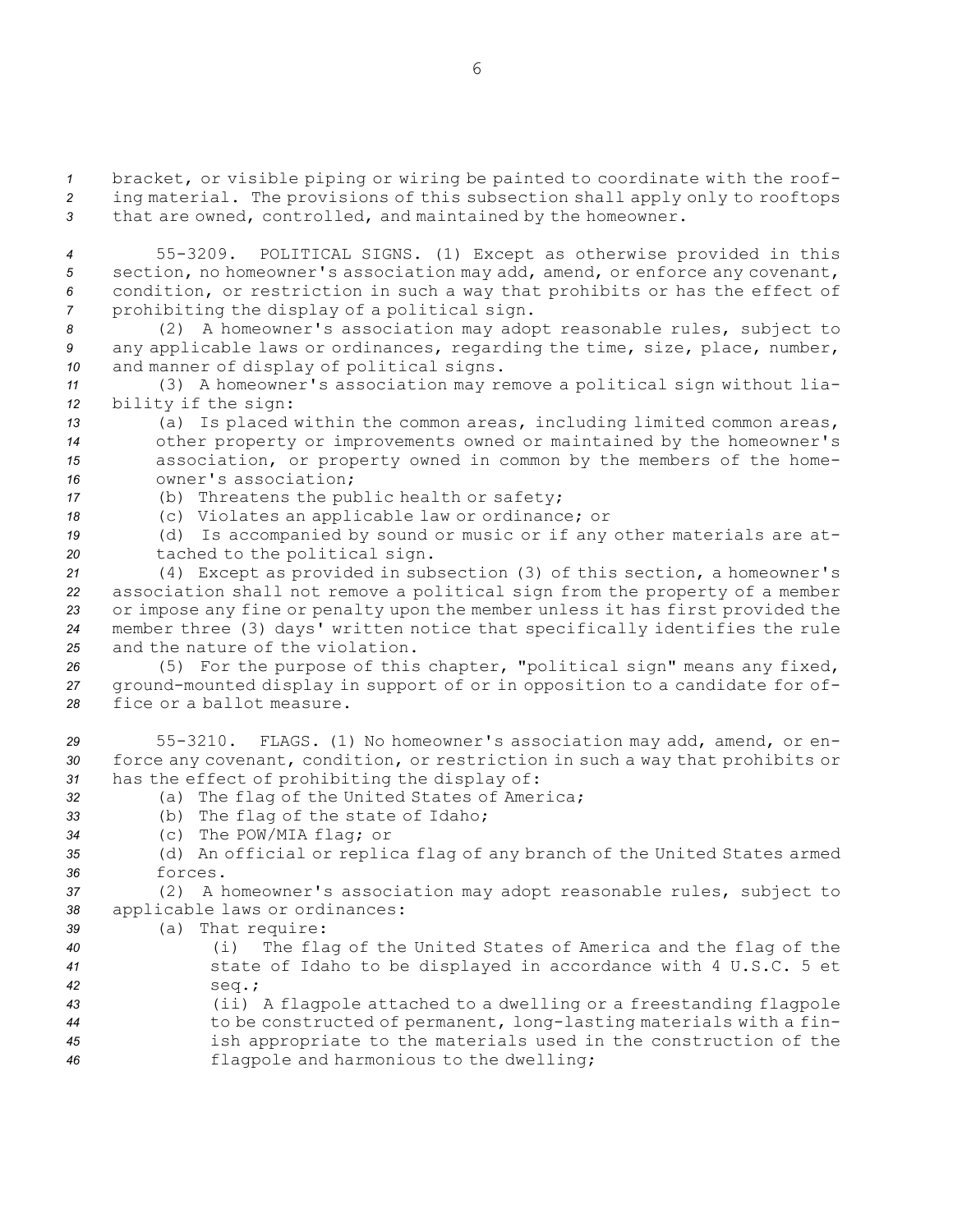bracket, or visible piping or wiring be painted to coordinate with the roofing material. The provisions of this subsection shall apply only to rooftops that are owned, controlled, and maintained by the homeowner.

55-3209. POLITICAL SIGNS. (1) Except as otherwise provided in this section, no homeowner's association may add, amend, or enforce any covenant, condition, or restriction in such a way that prohibits or has the effect of prohibiting the display of a political sign.

(2) A homeowner's association may adopt reasonable rules, subject to any applicable laws or ordinances, regarding the time, size, place, number, and manner of display of political signs.

(3) A homeowner's association may remove a political sign without liability if the sign:

(a) Is placed within the common areas, including limited common areas, other property or improvements owned or maintained by the homeowner's association, or property owned in common by the members of the homeowner's association;

(b) Threatens the public health or safety;

(c) Violates an applicable law or ordinance; or

(d) Is accompanied by sound or music or if any other materials are attached to the political sign.

(4) Except as provided in subsection (3) of this section, a homeowner's association shall not remove a political sign from the property of a member or impose any fine or penalty upon the member unless it has first provided the member three (3) days' written notice that specifically identifies the rule and the nature of the violation.

(5) For the purpose of this chapter, "political sign" means any fixed, ground-mounted display in support of or in opposition to a candidate for office or a ballot measure.

55-3210. FLAGS. (1) No homeowner's association may add, amend, or enforce any covenant, condition, or restriction in such a way that prohibits or has the effect of prohibiting the display of:

(a) The flag of the United States of America;

(b) The flag of the state of Idaho;

(c) The POW/MIA flag; or

(d) An official or replica flag of any branch of the United States armed forces.

(2) A homeowner's association may adopt reasonable rules, subject to applicable laws or ordinances:

(a) That require:

(i) The flag of the United States of America and the flag of the state of Idaho to be displayed in accordance with 4 U.S.C. 5 et seq.;

(ii) A flagpole attached to a dwelling or a freestanding flagpole to be constructed of permanent, long-lasting materials with a finish appropriate to the materials used in the construction of the flagpole and harmonious to the dwelling;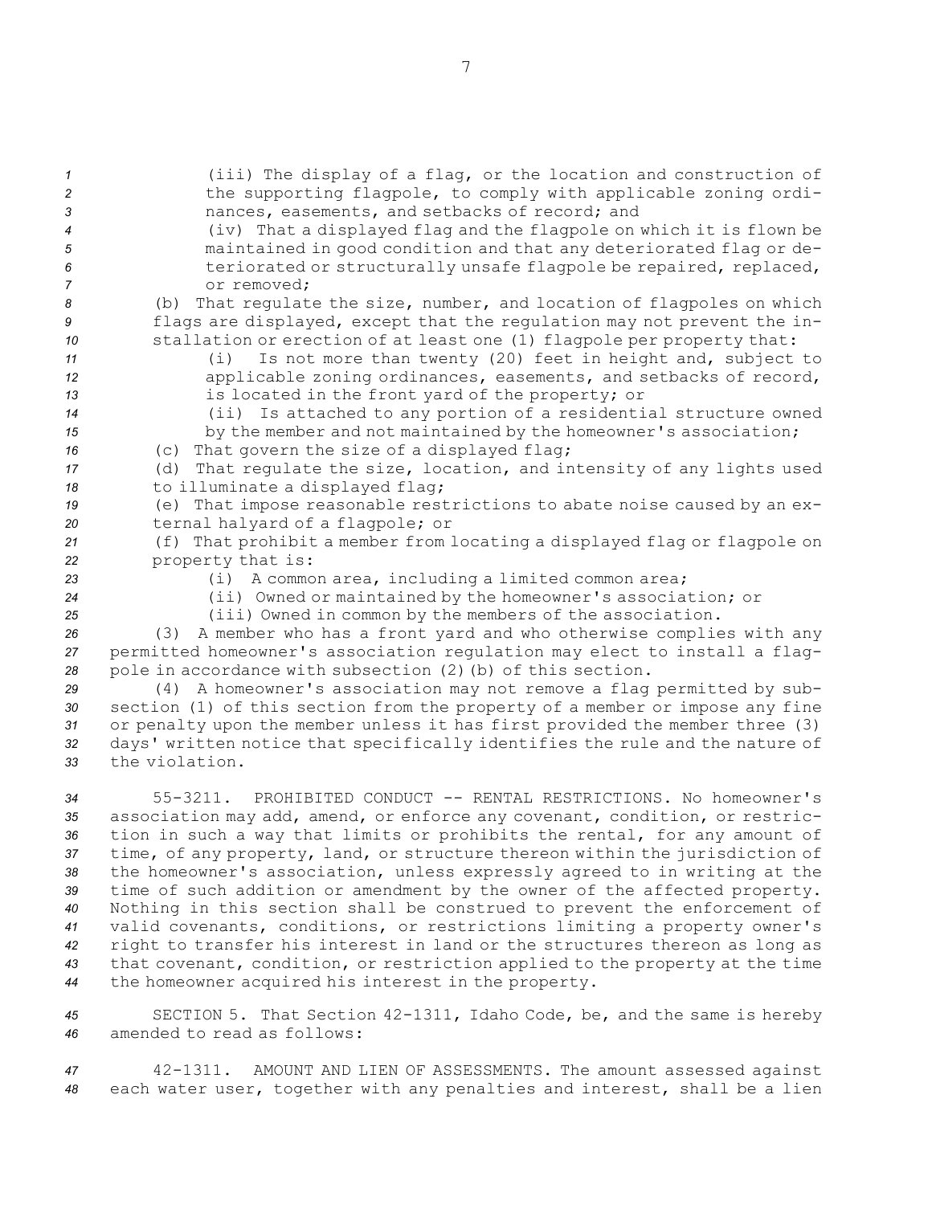(iii) The display of a flag, or the location and construction of the supporting flagpole, to comply with applicable zoning ordinances, easements, and setbacks of record; and

(iv) That a displayed flag and the flagpole on which it is flown be maintained in good condition and that any deteriorated flag or deteriorated or structurally unsafe flagpole be repaired, replaced, or removed;

(b) That regulate the size, number, and location of flagpoles on which flags are displayed, except that the regulation may not prevent the installation or erection of at least one (1) flagpole per property that:

(i) Is not more than twenty (20) feet in height and, subject to applicable zoning ordinances, easements, and setbacks of record, is located in the front yard of the property; or

(ii) Is attached to any portion of a residential structure owned by the member and not maintained by the homeowner's association;

(c) That govern the size of a displayed flag;

(d) That regulate the size, location, and intensity of any lights used to illuminate a displayed flag;

(e) That impose reasonable restrictions to abate noise caused by an external halyard of a flagpole; or

(f) That prohibit a member from locating a displayed flag or flagpole on property that is:

(i) A common area, including a limited common area;

(ii) Owned or maintained by the homeowner's association; or

(iii) Owned in common by the members of the association.

(3) A member who has a front yard and who otherwise complies with any permitted homeowner's association regulation may elect to install a flagpole in accordance with subsection (2)(b) of this section.

(4) A homeowner's association may not remove a flag permitted by subsection (1) of this section from the property of a member or impose any fine or penalty upon the member unless it has first provided the member three (3) days' written notice that specifically identifies the rule and the nature of the violation.

55-3211. PROHIBITED CONDUCT -- RENTAL RESTRICTIONS. No homeowner's association may add, amend, or enforce any covenant, condition, or restriction in such a way that limits or prohibits the rental, for any amount of time, of any property, land, or structure thereon within the jurisdiction of the homeowner's association, unless expressly agreed to in writing at the time of such addition or amendment by the owner of the affected property. Nothing in this section shall be construed to prevent the enforcement of valid covenants, conditions, or restrictions limiting a property owner's right to transfer his interest in land or the structures thereon as long as that covenant, condition, or restriction applied to the property at the time the homeowner acquired his interest in the property.

SECTION 5. That Section 42-1311, Idaho Code, be, and the same is hereby amended to read as follows:

42-1311. AMOUNT AND LIEN OF ASSESSMENTS. The amount assessed against each water user, together with any penalties and interest, shall be a lien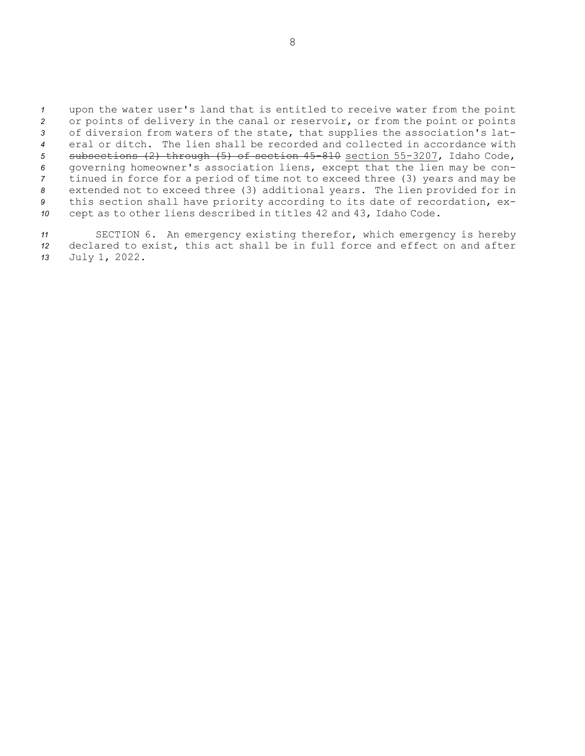upon the water user's land that is entitled to receive water from the point or points of delivery in the canal or reservoir, or from the point or points of diversion from waters of the state, that supplies the association's lateral or ditch. The lien shall be recorded and collected in accordance with ~~subsections (2) through (5) of section 45-810~~ section 55-3207, Idaho Code, governing homeowner's association liens, except that the lien may be continued in force for a period of time not to exceed three (3) years and may be extended not to exceed three (3) additional years. The lien provided for in this section shall have priority according to its date of recordation, except as to other liens described in titles 42 and 43, Idaho Code.

SECTION 6. An emergency existing therefor, which emergency is hereby declared to exist, this act shall be in full force and effect on and after July 1, 2022.